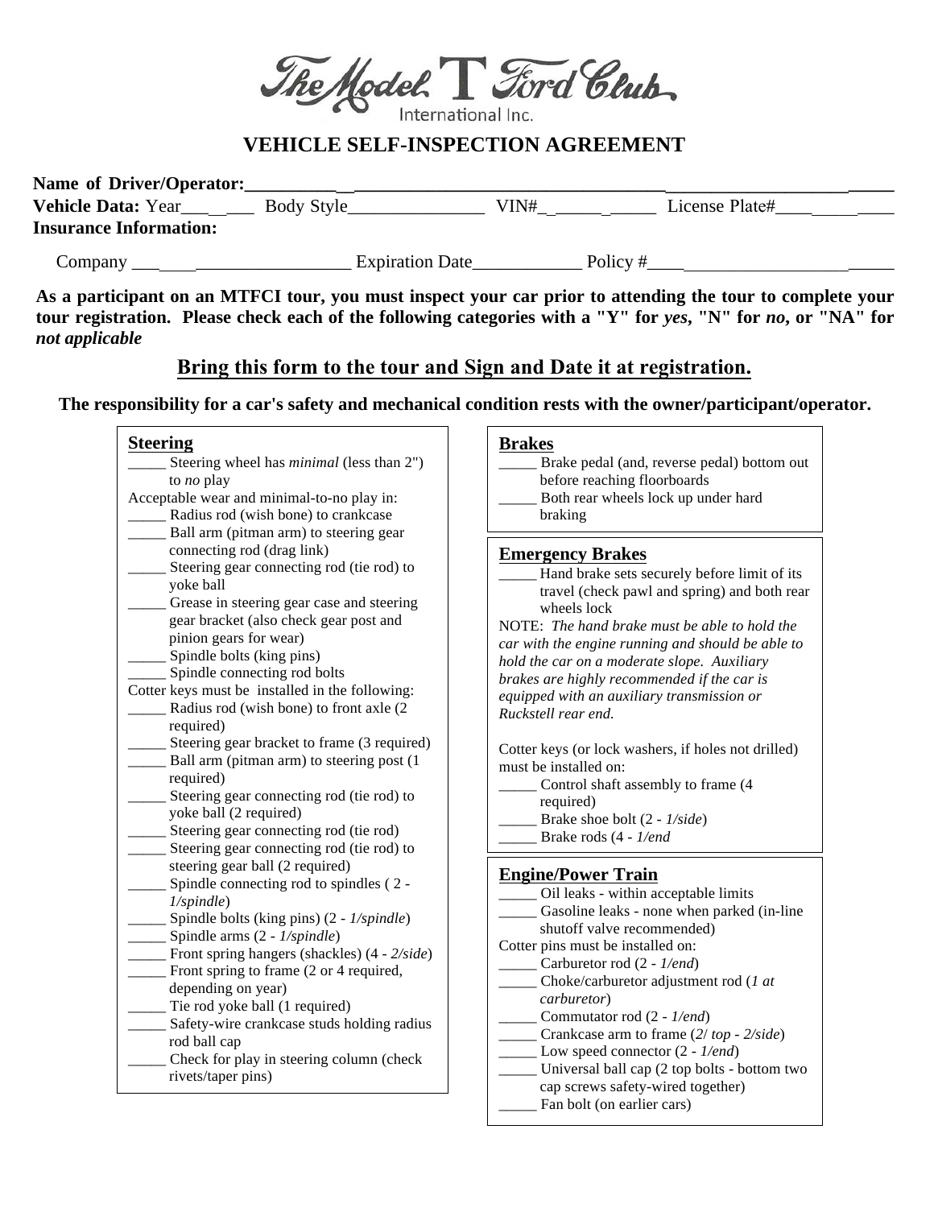The Model T Ford Club International Inc.

# VEHICLE SELF-INSPECTION AGREEMENT

**Name of Driver/Operator:**_______________________________________________________________
**Vehicle Data:** Year________ Body Style_______________ VIN#_____________ License Plate#_____________
**Insurance Information:**

Company _____________________________ Expiration Date____________ Policy #_______________________________

**As a participant on an MTFCI tour, you must inspect your car prior to attending the tour to complete your tour registration. Please check each of the following categories with a "Y" for *yes*, "N" for *no*, or "NA" for *not applicable***

## Bring this form to the tour and Sign and Date it at registration.

**The responsibility for a car's safety and mechanical condition rests with the owner/participant/operator.**

### Steering

_____ Steering wheel has *minimal* (less than 2") to *no* play

Acceptable wear and minimal-to-no play in:

_____ Radius rod (wish bone) to crankcase
_____ Ball arm (pitman arm) to steering gear connecting rod (drag link)
_____ Steering gear connecting rod (tie rod) to yoke ball
_____ Grease in steering gear case and steering gear bracket (also check gear post and pinion gears for wear)
_____ Spindle bolts (king pins)
_____ Spindle connecting rod bolts

Cotter keys must be installed in the following:

_____ Radius rod (wish bone) to front axle (2 required)
_____ Steering gear bracket to frame (3 required)
_____ Ball arm (pitman arm) to steering post (1 required)
_____ Steering gear connecting rod (tie rod) to yoke ball (2 required)
_____ Steering gear connecting rod (tie rod)
_____ Steering gear connecting rod (tie rod) to steering gear ball (2 required)
_____ Spindle connecting rod to spindles ( 2 - *1/spindle*)
_____ Spindle bolts (king pins) (2 - *1/spindle*)
_____ Spindle arms (2 - *1/spindle*)
_____ Front spring hangers (shackles) (4 - *2/side*)
_____ Front spring to frame (2 or 4 required, depending on year)
_____ Tie rod yoke ball (1 required)
_____ Safety-wire crankcase studs holding radius rod ball cap
_____ Check for play in steering column (check rivets/taper pins)

### Brakes

_____ Brake pedal (and, reverse pedal) bottom out before reaching floorboards
_____ Both rear wheels lock up under hard braking

### Emergency Brakes

_____ Hand brake sets securely before limit of its travel (check pawl and spring) and both rear wheels lock

NOTE: *The hand brake must be able to hold the car with the engine running and should be able to hold the car on a moderate slope. Auxiliary brakes are highly recommended if the car is equipped with an auxiliary transmission or Ruckstell rear end.*

Cotter keys (or lock washers, if holes not drilled) must be installed on:

_____ Control shaft assembly to frame (4 required)
_____ Brake shoe bolt (2 - *1/side*)
_____ Brake rods (4 - *1/end*

### Engine/Power Train

_____ Oil leaks - within acceptable limits
_____ Gasoline leaks - none when parked (in-line shutoff valve recommended)

Cotter pins must be installed on:

_____ Carburetor rod (2 - *1/end*)
_____ Choke/carburetor adjustment rod (*1 at carburetor*)
_____ Commutator rod (2 - *1/end*)
_____ Crankcase arm to frame (*2/ top - 2/side*)
_____ Low speed connector (2 - *1/end*)
_____ Universal ball cap (2 top bolts - bottom two cap screws safety-wired together)
_____ Fan bolt (on earlier cars)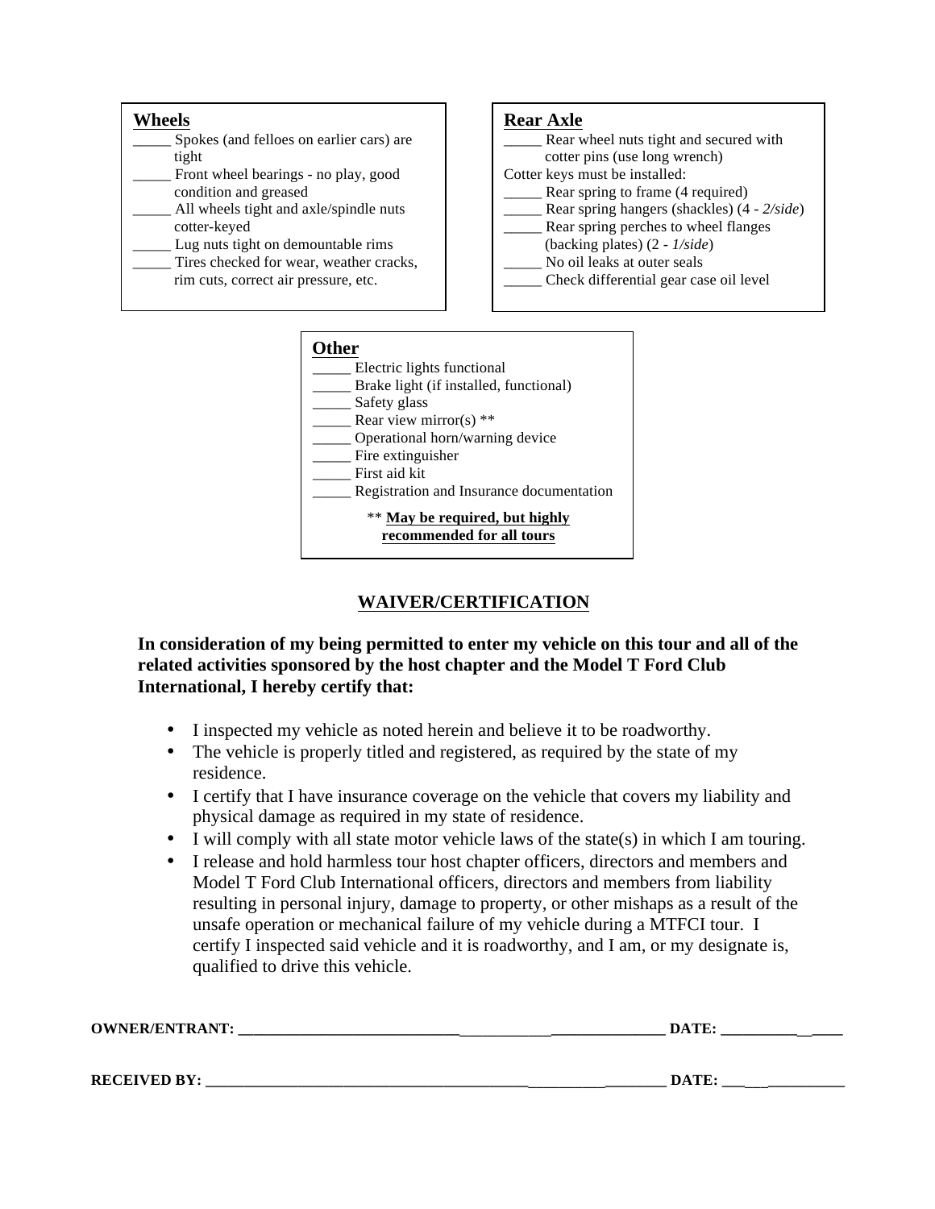### Wheels

_____ Spokes (and felloes on earlier cars) are tight
_____ Front wheel bearings - no play, good condition and greased
_____ All wheels tight and axle/spindle nuts cotter-keyed
_____ Lug nuts tight on demountable rims
_____ Tires checked for wear, weather cracks, rim cuts, correct air pressure, etc.

### Rear Axle

_____ Rear wheel nuts tight and secured with cotter pins (use long wrench)

Cotter keys must be installed:

_____ Rear spring to frame (4 required)
_____ Rear spring hangers (shackles) (4 - *2/side*)
_____ Rear spring perches to wheel flanges (backing plates) (2 - *1/side*)
_____ No oil leaks at outer seals
_____ Check differential gear case oil level

### Other

_____ Electric lights functional
_____ Brake light (if installed, functional)
_____ Safety glass
_____ Rear view mirror(s) **
_____ Operational horn/warning device
_____ Fire extinguisher
_____ First aid kit
_____ Registration and Insurance documentation

** **May be required, but highly recommended for all tours**

## WAIVER/CERTIFICATION

**In consideration of my being permitted to enter my vehicle on this tour and all of the related activities sponsored by the host chapter and the Model T Ford Club International, I hereby certify that:**

- I inspected my vehicle as noted herein and believe it to be roadworthy.
- The vehicle is properly titled and registered, as required by the state of my residence.
- I certify that I have insurance coverage on the vehicle that covers my liability and physical damage as required in my state of residence.
- I will comply with all state motor vehicle laws of the state(s) in which I am touring.
- I release and hold harmless tour host chapter officers, directors and members and Model T Ford Club International officers, directors and members from liability resulting in personal injury, damage to property, or other mishaps as a result of the unsafe operation or mechanical failure of my vehicle during a MTFCI tour. I certify I inspected said vehicle and it is roadworthy, and I am, or my designate is, qualified to drive this vehicle.

**OWNER/ENTRANT:** ______________________________________________________ **DATE:** ______________

**RECEIVED BY:** __________________________________________________________ **DATE:** ______________